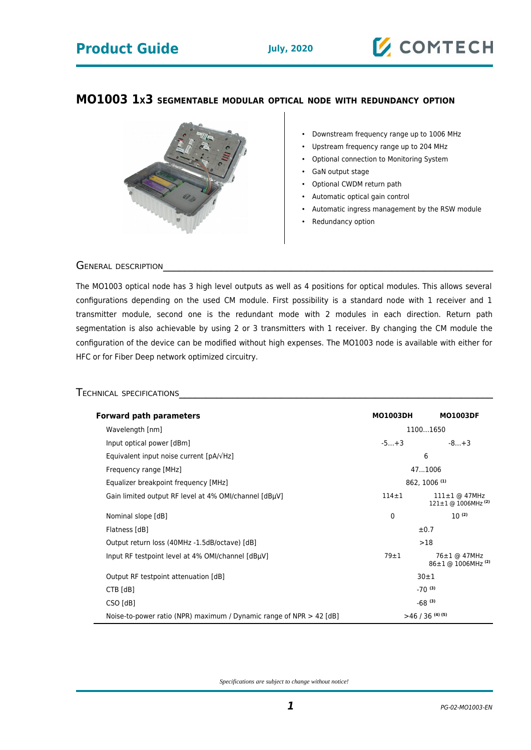# MO1003 1x3 SEGMENTABLE MODULAR OPTICAL NODE WITH REDUNDANCY OPTION

- Downstream frequency range up to 1006 MHz
- Upstream frequency range up to 204 MHz
- Optional connection to Monitoring System
- GaN output stage
- Optional CWDM return path
- Automatic optical gain control
- Automatic ingress management by the RSW module
- Redundancy option

## General description

The MO1003 optical node has 3 high level outputs as well as 4 positions for optical modules. This allows several configurations depending on the used CM module. First possibility is a standard node with 1 receiver and 1 transmitter module, second one is the redundant mode with 2 modules in each direction. Return path segmentation is also achievable by using 2 or 3 transmitters with 1 receiver. By changing the CM module the configuration of the device can be modified without high expenses. The MO1003 node is available with either for HFC or for Fiber Deep network optimized circuitry.

## Technical specifications

| **Forward path parameters** | **MO1003DH** | **MO1003DF** |
|---|---|---|
| Wavelength [nm] | 1100...1650 | |
| Input optical power [dBm] | -5...+3 | -8...+3 |
| Equivalent input noise current [pA/√Hz] | 6 | |
| Frequency range [MHz] | 47...1006 | |
| Equalizer breakpoint frequency [MHz] | 862, 1006 (1) | |
| Gain limited output RF level at 4% OMI/channel [dBµV] | 114±1 | 111±1 @ 47MHz<br>121±1 @ 1006MHz (2) |
| Nominal slope [dB] | 0 | 10 (2) |
| Flatness [dB] | ±0.7 | |
| Output return loss (40MHz -1.5dB/octave) [dB] | >18 | |
| Input RF testpoint level at 4% OMI/channel [dBµV] | 79±1 | 76±1 @ 47MHz<br>86±1 @ 1006MHz (2) |
| Output RF testpoint attenuation [dB] | 30±1 | |
| CTB [dB] | -70 (3) | |
| CSO [dB] | -68 (3) | |
| Noise-to-power ratio (NPR) maximum / Dynamic range of NPR > 42 [dB] | >46 / 36 (4) (5) | |

*Specifications are subject to change without notice!*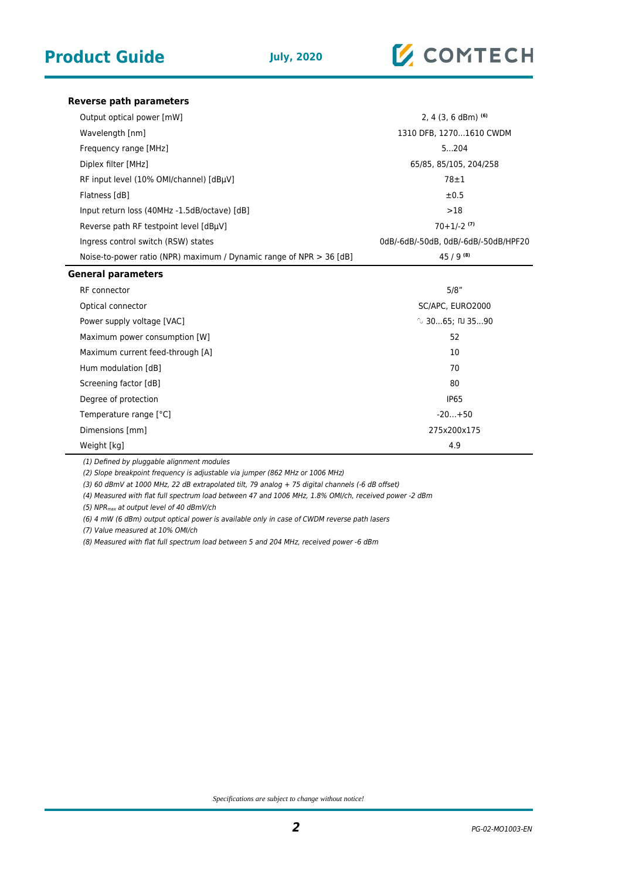### Reverse path parameters

| | |
|---|---|
| Output optical power [mW] | 2, 4 (3, 6 dBm) [(6)] |
| Wavelength [nm] | 1310 DFB, 1270...1610 CWDM |
| Frequency range [MHz] | 5...204 |
| Diplex filter [MHz] | 65/85, 85/105, 204/258 |
| RF input level (10% OMI/channel) [dBµV] | 78±1 |
| Flatness [dB] | ±0.5 |
| Input return loss (40MHz -1.5dB/octave) [dB] | >18 |
| Reverse path RF testpoint level [dBµV] | 70+1/-2 [(7)] |
| Ingress control switch (RSW) states | 0dB/-6dB/-50dB, 0dB/-6dB/-50dB/HPF20 |
| Noise-to-power ratio (NPR) maximum / Dynamic range of NPR > 36 [dB] | 45 / 9 [(8)] |

### General parameters

| | |
|---|---|
| RF connector | 5/8" |
| Optical connector | SC/APC, EURO2000 |
| Power supply voltage [VAC] | ∿ 30...65; ⊓⊔ 35...90 |
| Maximum power consumption [W] | 52 |
| Maximum current feed-through [A] | 10 |
| Hum modulation [dB] | 70 |
| Screening factor [dB] | 80 |
| Degree of protection | IP65 |
| Temperature range [°C] | -20...+50 |
| Dimensions [mm] | 275x200x175 |
| Weight [kg] | 4.9 |

*(1) Defined by pluggable alignment modules*

*(2) Slope breakpoint frequency is adjustable via jumper (862 MHz or 1006 MHz)*

*(3) 60 dBmV at 1000 MHz, 22 dB extrapolated tilt, 79 analog + 75 digital channels (-6 dB offset)*

*(4) Measured with flat full spectrum load between 47 and 1006 MHz, 1.8% OMI/ch, received power -2 dBm*

*(5) $NPR_{max}$ at output level of 40 dBmV/ch*

*(6) 4 mW (6 dBm) output optical power is available only in case of CWDM reverse path lasers*

*(7) Value measured at 10% OMI/ch*

*(8) Measured with flat full spectrum load between 5 and 204 MHz, received power -6 dBm*

*Specifications are subject to change without notice!*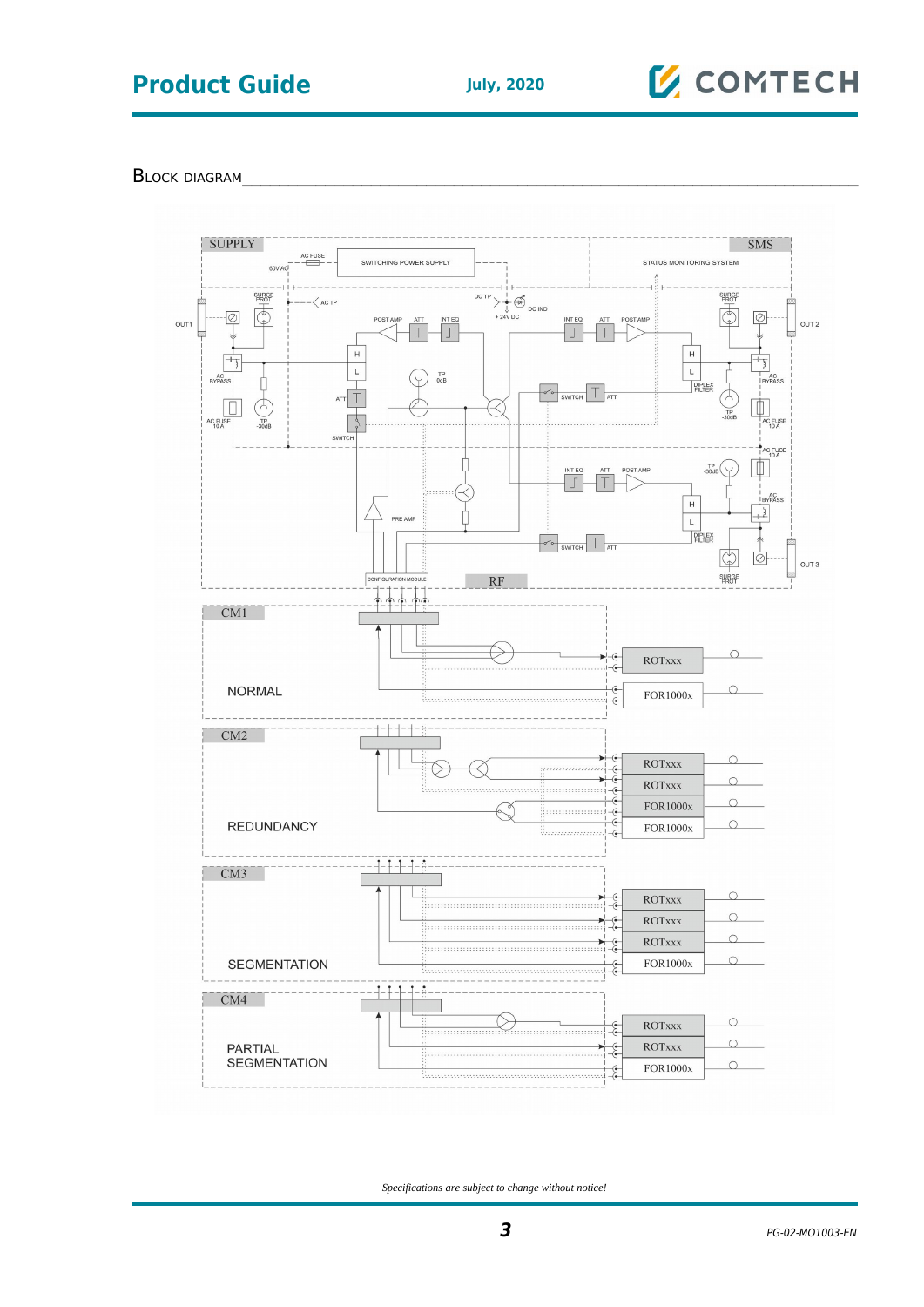## Block Diagram

*Specifications are subject to change without notice!*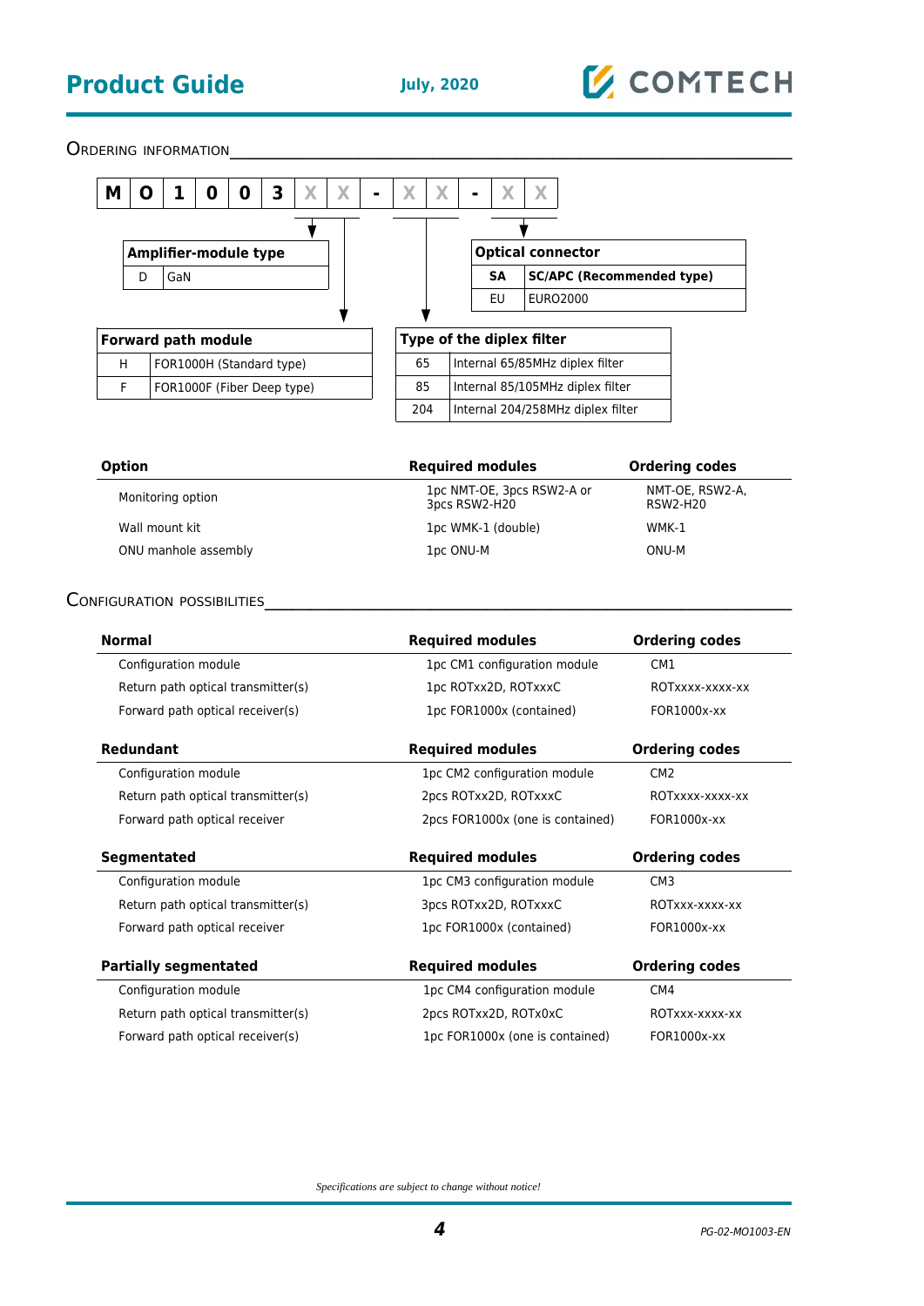## Ordering information

| M | O | 1 | 0 | 0 | 3 | X | X | - | X | X | - | X | X |
|---|---|---|---|---|---|---|---|---|---|---|---|---|---|

**Amplifier-module type**

| | |
|---|---|
| D | GaN |

**Forward path module**

| | |
|---|---|
| H | FOR1000H (Standard type) |
| F | FOR1000F (Fiber Deep type) |

**Type of the diplex filter**

| | |
|---|---|
| 65 | Internal 65/85MHz diplex filter |
| 85 | Internal 85/105MHz diplex filter |
| 204 | Internal 204/258MHz diplex filter |

**Optical connector**

| | |
|---|---|
| **SA** | **SC/APC (Recommended type)** |
| EU | EURO2000 |

| Option | Required modules | Ordering codes |
|---|---|---|
| Monitoring option | 1pc NMT-OE, 3pcs RSW2-A or 3pcs RSW2-H20 | NMT-OE, RSW2-A, RSW2-H20 |
| Wall mount kit | 1pc WMK-1 (double) | WMK-1 |
| ONU manhole assembly | 1pc ONU-M | ONU-M |

## Configuration possibilities

| Normal | Required modules | Ordering codes |
|---|---|---|
| Configuration module | 1pc CM1 configuration module | CM1 |
| Return path optical transmitter(s) | 1pc ROTxx2D, ROTxxxC | ROTxxxx-xxxx-xx |
| Forward path optical receiver(s) | 1pc FOR1000x (contained) | FOR1000x-xx |

| Redundant | Required modules | Ordering codes |
|---|---|---|
| Configuration module | 1pc CM2 configuration module | CM2 |
| Return path optical transmitter(s) | 2pcs ROTxx2D, ROTxxxC | ROTxxxx-xxxx-xx |
| Forward path optical receiver | 2pcs FOR1000x (one is contained) | FOR1000x-xx |

| Segmentated | Required modules | Ordering codes |
|---|---|---|
| Configuration module | 1pc CM3 configuration module | CM3 |
| Return path optical transmitter(s) | 3pcs ROTxx2D, ROTxxxC | ROTxxx-xxxx-xx |
| Forward path optical receiver | 1pc FOR1000x (contained) | FOR1000x-xx |

| Partially segmentated | Required modules | Ordering codes |
|---|---|---|
| Configuration module | 1pc CM4 configuration module | CM4 |
| Return path optical transmitter(s) | 2pcs ROTxx2D, ROTx0xC | ROTxxx-xxxx-xx |
| Forward path optical receiver(s) | 1pc FOR1000x (one is contained) | FOR1000x-xx |

*Specifications are subject to change without notice!*